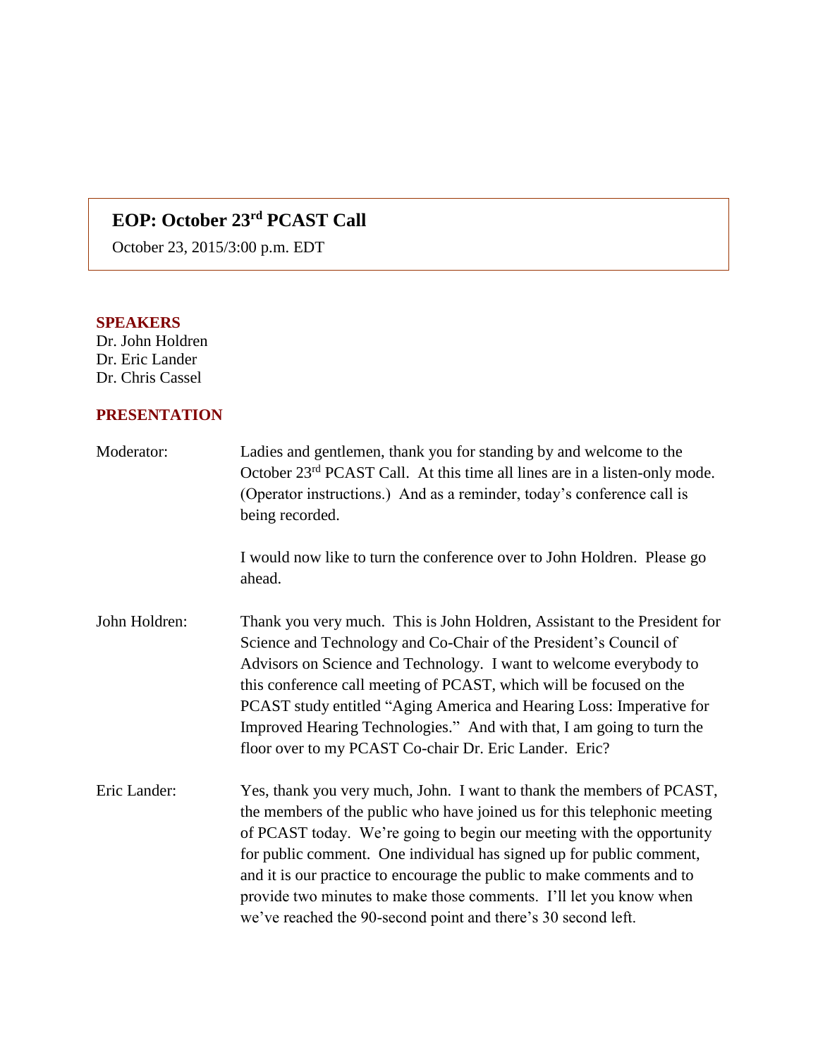# EOP: October 23rd PCAST Call

October 23, 2015/3:00 p.m. EDT

## SPEAKERS

Dr. John Holdren
Dr. Eric Lander
Dr. Chris Cassel

## PRESENTATION

Moderator: Ladies and gentlemen, thank you for standing by and welcome to the October 23rd PCAST Call. At this time all lines are in a listen-only mode. (Operator instructions.) And as a reminder, today's conference call is being recorded.

I would now like to turn the conference over to John Holdren. Please go ahead.

John Holdren: Thank you very much. This is John Holdren, Assistant to the President for Science and Technology and Co-Chair of the President's Council of Advisors on Science and Technology. I want to welcome everybody to this conference call meeting of PCAST, which will be focused on the PCAST study entitled "Aging America and Hearing Loss: Imperative for Improved Hearing Technologies." And with that, I am going to turn the floor over to my PCAST Co-chair Dr. Eric Lander. Eric?

Eric Lander: Yes, thank you very much, John. I want to thank the members of PCAST, the members of the public who have joined us for this telephonic meeting of PCAST today. We're going to begin our meeting with the opportunity for public comment. One individual has signed up for public comment, and it is our practice to encourage the public to make comments and to provide two minutes to make those comments. I'll let you know when we've reached the 90-second point and there's 30 second left.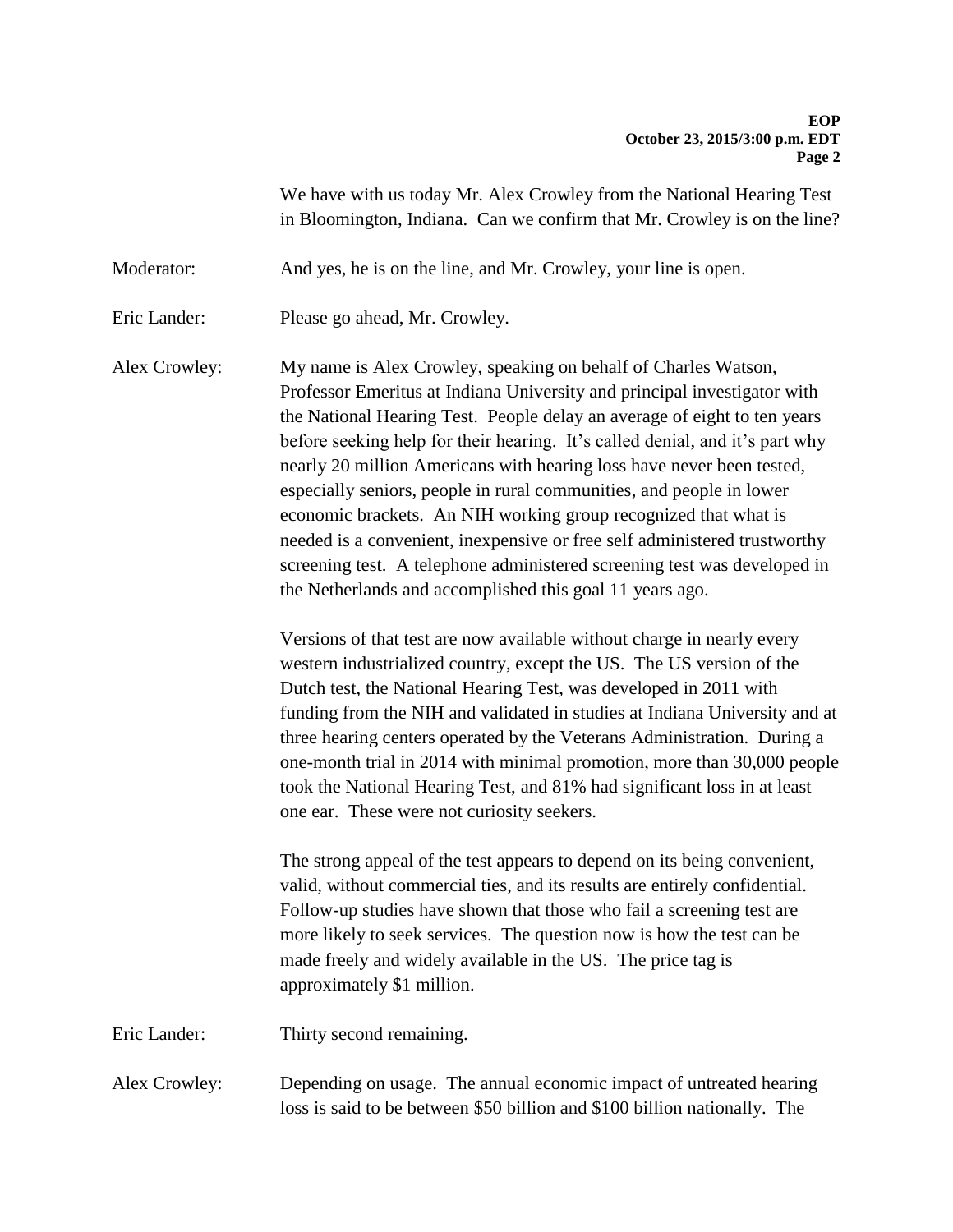We have with us today Mr. Alex Crowley from the National Hearing Test in Bloomington, Indiana. Can we confirm that Mr. Crowley is on the line?

Moderator: And yes, he is on the line, and Mr. Crowley, your line is open.

Eric Lander: Please go ahead, Mr. Crowley.

Alex Crowley: My name is Alex Crowley, speaking on behalf of Charles Watson, Professor Emeritus at Indiana University and principal investigator with the National Hearing Test. People delay an average of eight to ten years before seeking help for their hearing. It's called denial, and it's part why nearly 20 million Americans with hearing loss have never been tested, especially seniors, people in rural communities, and people in lower economic brackets. An NIH working group recognized that what is needed is a convenient, inexpensive or free self administered trustworthy screening test. A telephone administered screening test was developed in the Netherlands and accomplished this goal 11 years ago.

Versions of that test are now available without charge in nearly every western industrialized country, except the US. The US version of the Dutch test, the National Hearing Test, was developed in 2011 with funding from the NIH and validated in studies at Indiana University and at three hearing centers operated by the Veterans Administration. During a one-month trial in 2014 with minimal promotion, more than 30,000 people took the National Hearing Test, and 81% had significant loss in at least one ear. These were not curiosity seekers.

The strong appeal of the test appears to depend on its being convenient, valid, without commercial ties, and its results are entirely confidential. Follow-up studies have shown that those who fail a screening test are more likely to seek services. The question now is how the test can be made freely and widely available in the US. The price tag is approximately $1 million.

Eric Lander: Thirty second remaining.

Alex Crowley: Depending on usage. The annual economic impact of untreated hearing loss is said to be between $50 billion and $100 billion nationally. The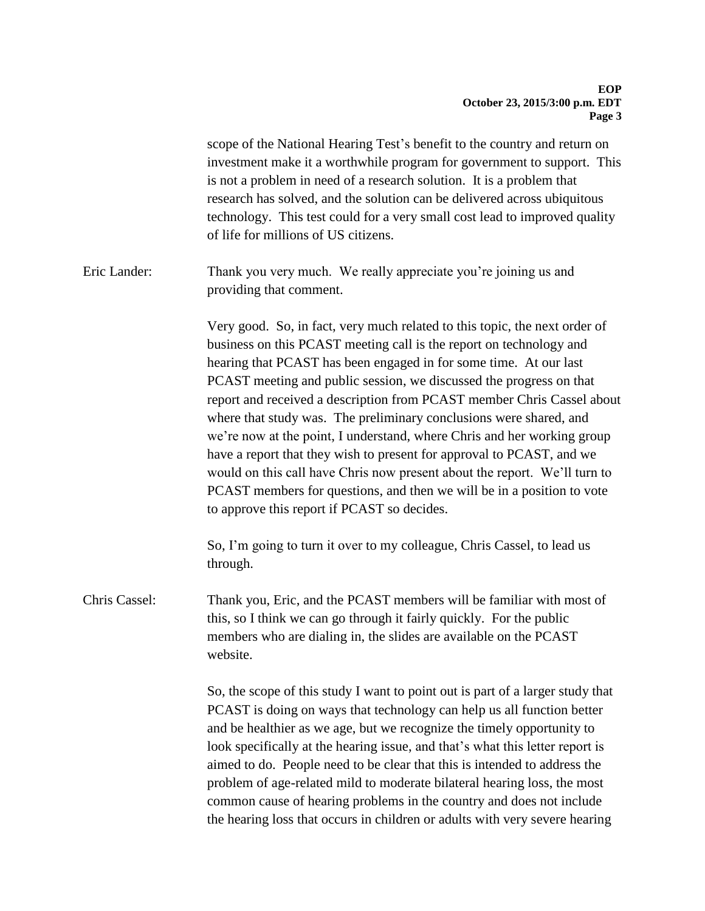scope of the National Hearing Test's benefit to the country and return on investment make it a worthwhile program for government to support. This is not a problem in need of a research solution. It is a problem that research has solved, and the solution can be delivered across ubiquitous technology. This test could for a very small cost lead to improved quality of life for millions of US citizens.

Eric Lander: Thank you very much. We really appreciate you're joining us and providing that comment.

Very good. So, in fact, very much related to this topic, the next order of business on this PCAST meeting call is the report on technology and hearing that PCAST has been engaged in for some time. At our last PCAST meeting and public session, we discussed the progress on that report and received a description from PCAST member Chris Cassel about where that study was. The preliminary conclusions were shared, and we're now at the point, I understand, where Chris and her working group have a report that they wish to present for approval to PCAST, and we would on this call have Chris now present about the report. We'll turn to PCAST members for questions, and then we will be in a position to vote to approve this report if PCAST so decides.

So, I'm going to turn it over to my colleague, Chris Cassel, to lead us through.

Chris Cassel: Thank you, Eric, and the PCAST members will be familiar with most of this, so I think we can go through it fairly quickly. For the public members who are dialing in, the slides are available on the PCAST website.

So, the scope of this study I want to point out is part of a larger study that PCAST is doing on ways that technology can help us all function better and be healthier as we age, but we recognize the timely opportunity to look specifically at the hearing issue, and that's what this letter report is aimed to do. People need to be clear that this is intended to address the problem of age-related mild to moderate bilateral hearing loss, the most common cause of hearing problems in the country and does not include the hearing loss that occurs in children or adults with very severe hearing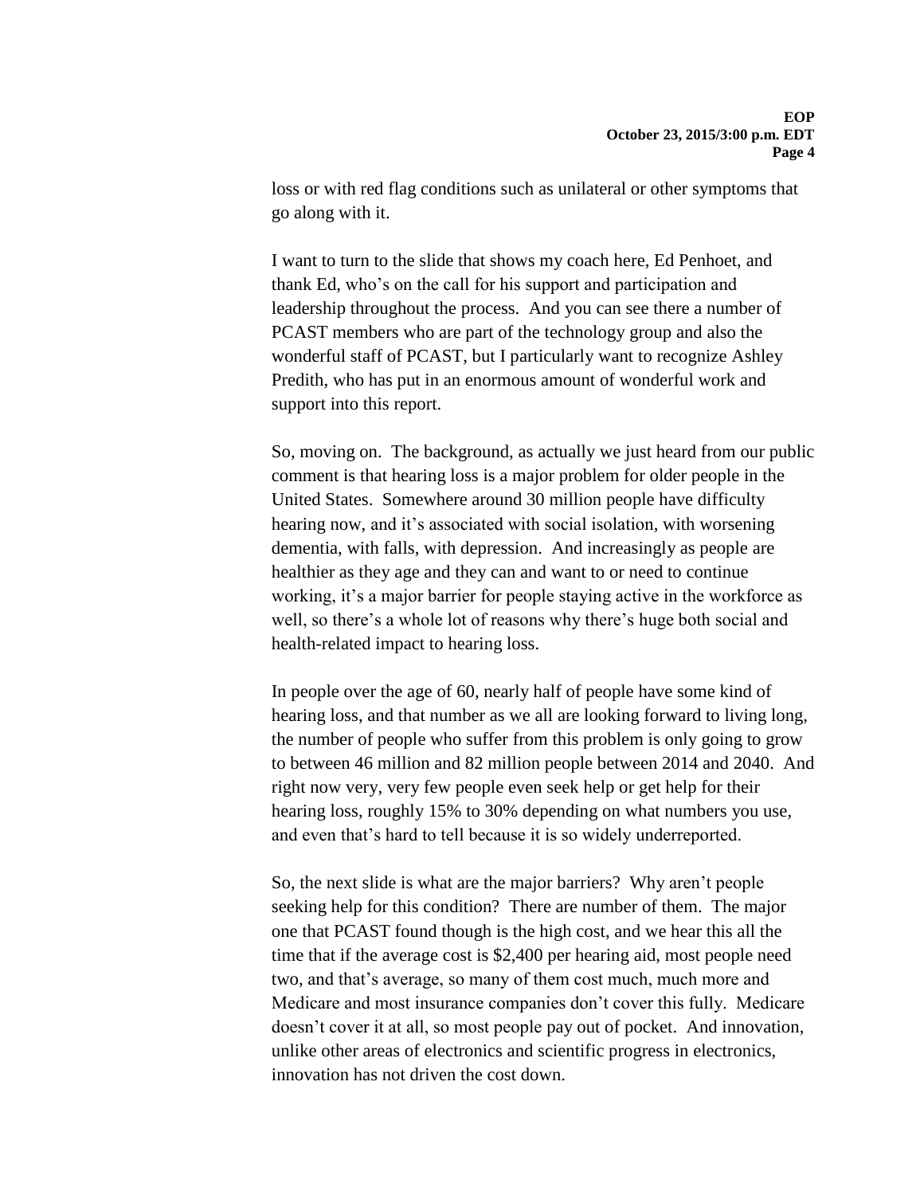loss or with red flag conditions such as unilateral or other symptoms that go along with it.

I want to turn to the slide that shows my coach here, Ed Penhoet, and thank Ed, who's on the call for his support and participation and leadership throughout the process. And you can see there a number of PCAST members who are part of the technology group and also the wonderful staff of PCAST, but I particularly want to recognize Ashley Predith, who has put in an enormous amount of wonderful work and support into this report.

So, moving on. The background, as actually we just heard from our public comment is that hearing loss is a major problem for older people in the United States. Somewhere around 30 million people have difficulty hearing now, and it's associated with social isolation, with worsening dementia, with falls, with depression. And increasingly as people are healthier as they age and they can and want to or need to continue working, it's a major barrier for people staying active in the workforce as well, so there's a whole lot of reasons why there's huge both social and health-related impact to hearing loss.

In people over the age of 60, nearly half of people have some kind of hearing loss, and that number as we all are looking forward to living long, the number of people who suffer from this problem is only going to grow to between 46 million and 82 million people between 2014 and 2040. And right now very, very few people even seek help or get help for their hearing loss, roughly 15% to 30% depending on what numbers you use, and even that's hard to tell because it is so widely underreported.

So, the next slide is what are the major barriers? Why aren't people seeking help for this condition? There are number of them. The major one that PCAST found though is the high cost, and we hear this all the time that if the average cost is $2,400 per hearing aid, most people need two, and that's average, so many of them cost much, much more and Medicare and most insurance companies don't cover this fully. Medicare doesn't cover it at all, so most people pay out of pocket. And innovation, unlike other areas of electronics and scientific progress in electronics, innovation has not driven the cost down.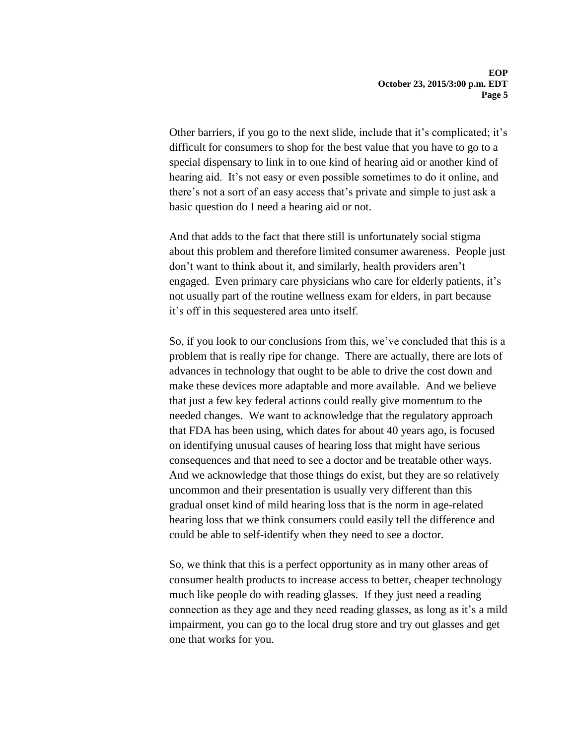Other barriers, if you go to the next slide, include that it's complicated; it's difficult for consumers to shop for the best value that you have to go to a special dispensary to link in to one kind of hearing aid or another kind of hearing aid. It's not easy or even possible sometimes to do it online, and there's not a sort of an easy access that's private and simple to just ask a basic question do I need a hearing aid or not.

And that adds to the fact that there still is unfortunately social stigma about this problem and therefore limited consumer awareness. People just don't want to think about it, and similarly, health providers aren't engaged. Even primary care physicians who care for elderly patients, it's not usually part of the routine wellness exam for elders, in part because it's off in this sequestered area unto itself.

So, if you look to our conclusions from this, we've concluded that this is a problem that is really ripe for change. There are actually, there are lots of advances in technology that ought to be able to drive the cost down and make these devices more adaptable and more available. And we believe that just a few key federal actions could really give momentum to the needed changes. We want to acknowledge that the regulatory approach that FDA has been using, which dates for about 40 years ago, is focused on identifying unusual causes of hearing loss that might have serious consequences and that need to see a doctor and be treatable other ways. And we acknowledge that those things do exist, but they are so relatively uncommon and their presentation is usually very different than this gradual onset kind of mild hearing loss that is the norm in age-related hearing loss that we think consumers could easily tell the difference and could be able to self-identify when they need to see a doctor.

So, we think that this is a perfect opportunity as in many other areas of consumer health products to increase access to better, cheaper technology much like people do with reading glasses. If they just need a reading connection as they age and they need reading glasses, as long as it's a mild impairment, you can go to the local drug store and try out glasses and get one that works for you.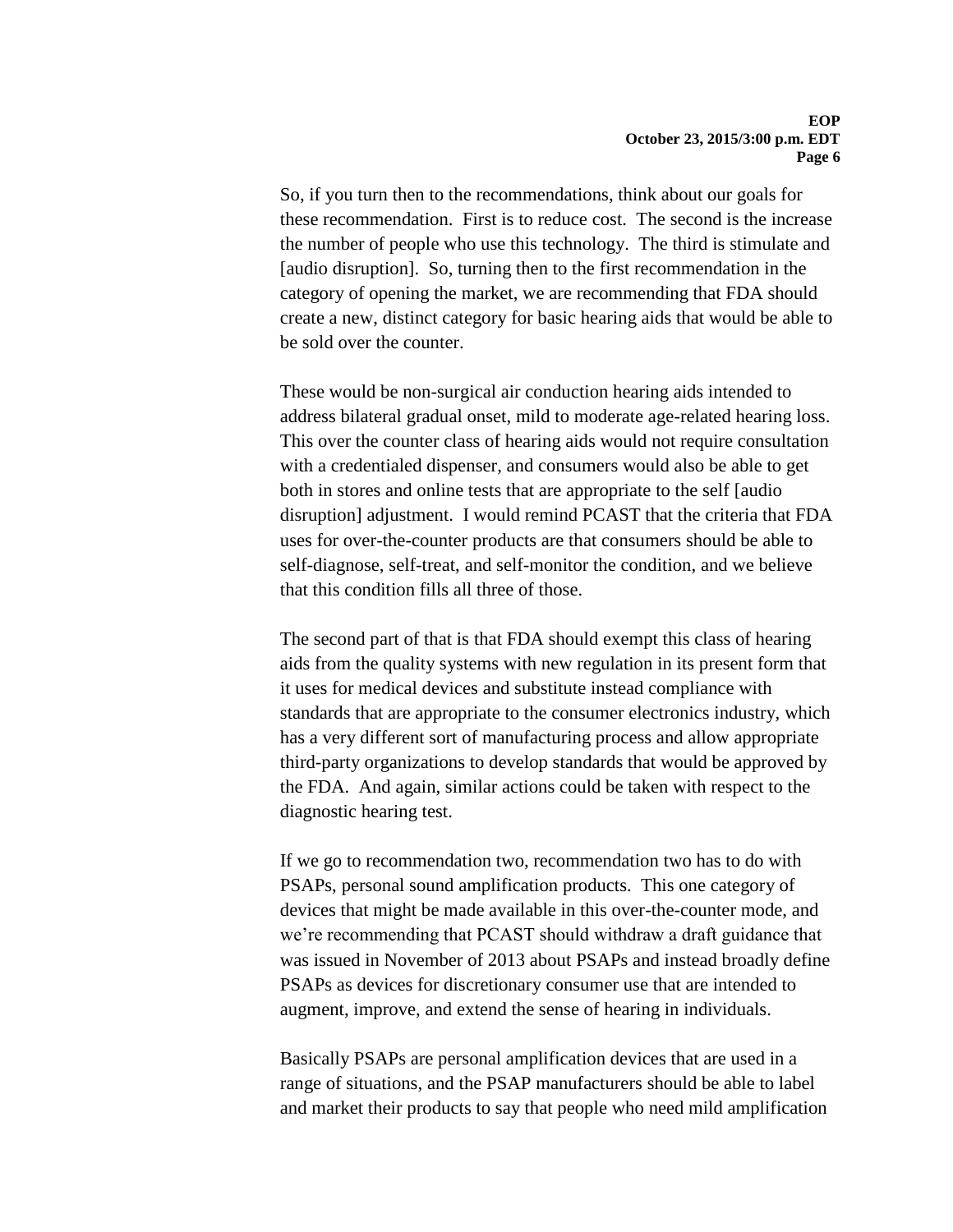So, if you turn then to the recommendations, think about our goals for these recommendation. First is to reduce cost. The second is the increase the number of people who use this technology. The third is stimulate and [audio disruption]. So, turning then to the first recommendation in the category of opening the market, we are recommending that FDA should create a new, distinct category for basic hearing aids that would be able to be sold over the counter.

These would be non-surgical air conduction hearing aids intended to address bilateral gradual onset, mild to moderate age-related hearing loss. This over the counter class of hearing aids would not require consultation with a credentialed dispenser, and consumers would also be able to get both in stores and online tests that are appropriate to the self [audio disruption] adjustment. I would remind PCAST that the criteria that FDA uses for over-the-counter products are that consumers should be able to self-diagnose, self-treat, and self-monitor the condition, and we believe that this condition fills all three of those.

The second part of that is that FDA should exempt this class of hearing aids from the quality systems with new regulation in its present form that it uses for medical devices and substitute instead compliance with standards that are appropriate to the consumer electronics industry, which has a very different sort of manufacturing process and allow appropriate third-party organizations to develop standards that would be approved by the FDA. And again, similar actions could be taken with respect to the diagnostic hearing test.

If we go to recommendation two, recommendation two has to do with PSAPs, personal sound amplification products. This one category of devices that might be made available in this over-the-counter mode, and we're recommending that PCAST should withdraw a draft guidance that was issued in November of 2013 about PSAPs and instead broadly define PSAPs as devices for discretionary consumer use that are intended to augment, improve, and extend the sense of hearing in individuals.

Basically PSAPs are personal amplification devices that are used in a range of situations, and the PSAP manufacturers should be able to label and market their products to say that people who need mild amplification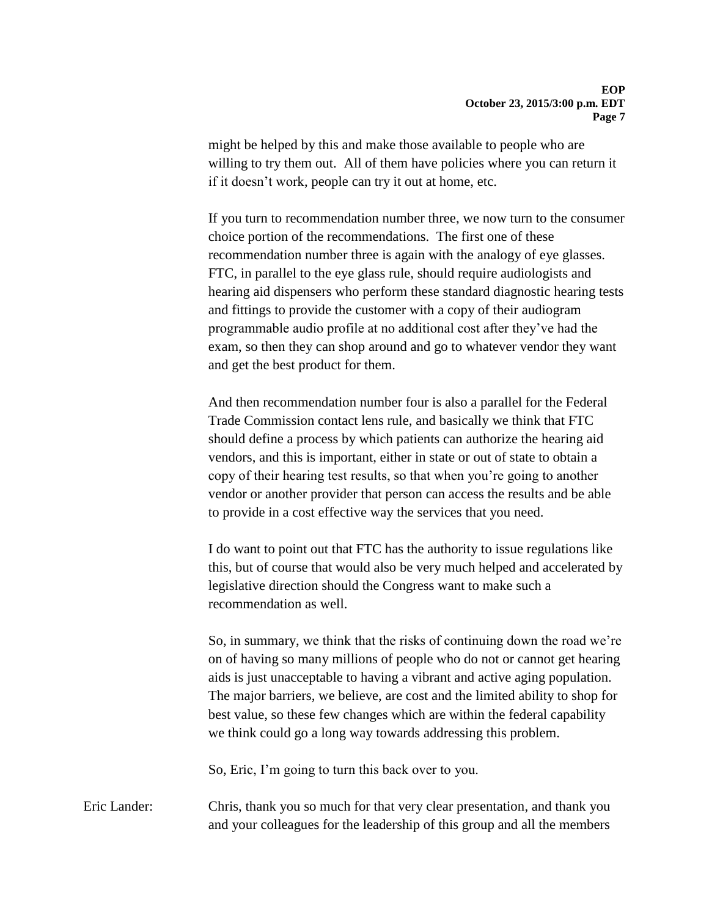might be helped by this and make those available to people who are willing to try them out. All of them have policies where you can return it if it doesn't work, people can try it out at home, etc.

If you turn to recommendation number three, we now turn to the consumer choice portion of the recommendations. The first one of these recommendation number three is again with the analogy of eye glasses. FTC, in parallel to the eye glass rule, should require audiologists and hearing aid dispensers who perform these standard diagnostic hearing tests and fittings to provide the customer with a copy of their audiogram programmable audio profile at no additional cost after they've had the exam, so then they can shop around and go to whatever vendor they want and get the best product for them.

And then recommendation number four is also a parallel for the Federal Trade Commission contact lens rule, and basically we think that FTC should define a process by which patients can authorize the hearing aid vendors, and this is important, either in state or out of state to obtain a copy of their hearing test results, so that when you're going to another vendor or another provider that person can access the results and be able to provide in a cost effective way the services that you need.

I do want to point out that FTC has the authority to issue regulations like this, but of course that would also be very much helped and accelerated by legislative direction should the Congress want to make such a recommendation as well.

So, in summary, we think that the risks of continuing down the road we're on of having so many millions of people who do not or cannot get hearing aids is just unacceptable to having a vibrant and active aging population. The major barriers, we believe, are cost and the limited ability to shop for best value, so these few changes which are within the federal capability we think could go a long way towards addressing this problem.

So, Eric, I'm going to turn this back over to you.

Eric Lander: Chris, thank you so much for that very clear presentation, and thank you and your colleagues for the leadership of this group and all the members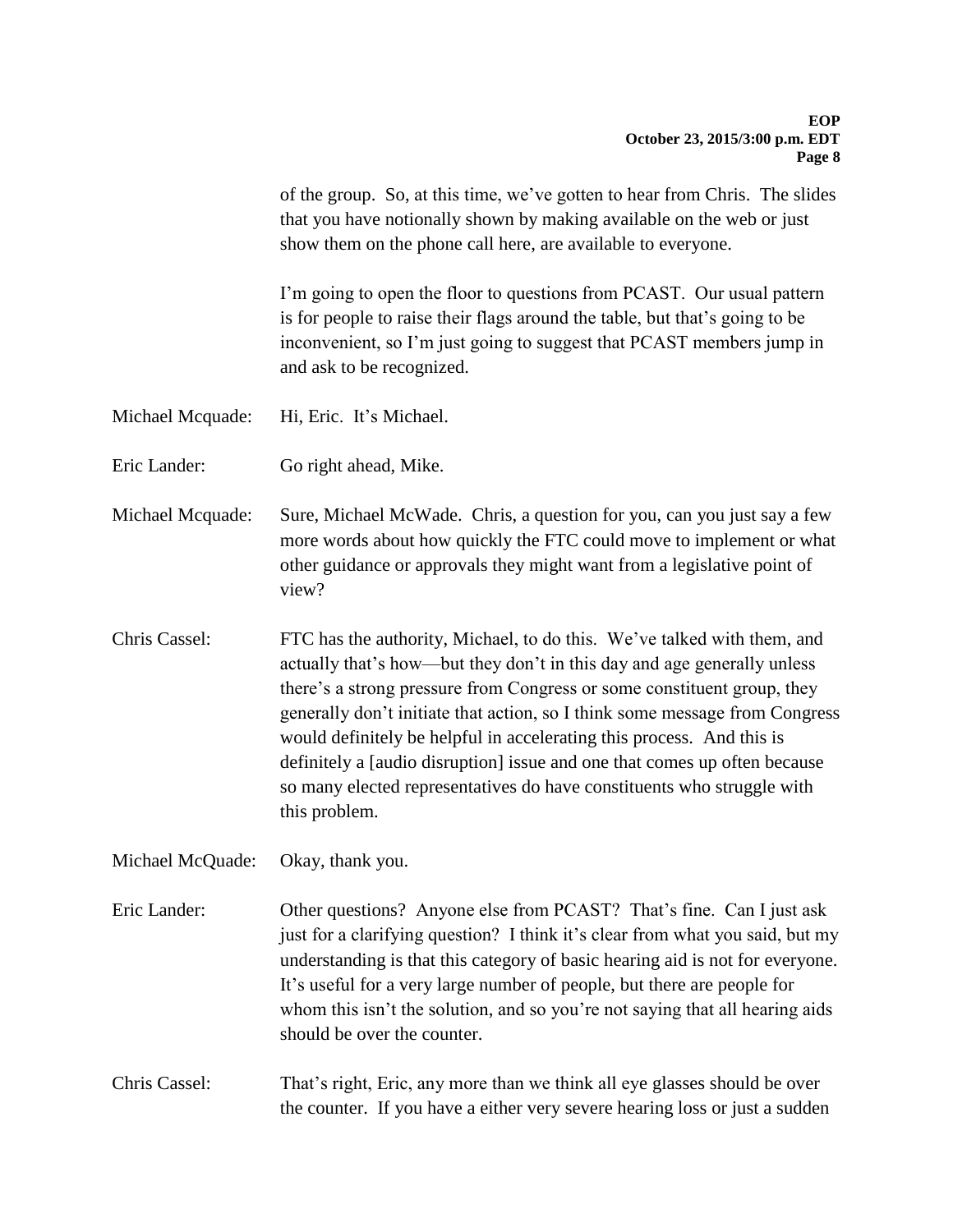of the group. So, at this time, we've gotten to hear from Chris. The slides that you have notionally shown by making available on the web or just show them on the phone call here, are available to everyone.

I'm going to open the floor to questions from PCAST. Our usual pattern is for people to raise their flags around the table, but that's going to be inconvenient, so I'm just going to suggest that PCAST members jump in and ask to be recognized.

Michael Mcquade: Hi, Eric. It's Michael.

Eric Lander: Go right ahead, Mike.

Michael Mcquade: Sure, Michael McWade. Chris, a question for you, can you just say a few more words about how quickly the FTC could move to implement or what other guidance or approvals they might want from a legislative point of view?

Chris Cassel: FTC has the authority, Michael, to do this. We've talked with them, and actually that's how—but they don't in this day and age generally unless there's a strong pressure from Congress or some constituent group, they generally don't initiate that action, so I think some message from Congress would definitely be helpful in accelerating this process. And this is definitely a [audio disruption] issue and one that comes up often because so many elected representatives do have constituents who struggle with this problem.

Michael McQuade: Okay, thank you.

Eric Lander: Other questions? Anyone else from PCAST? That's fine. Can I just ask just for a clarifying question? I think it's clear from what you said, but my understanding is that this category of basic hearing aid is not for everyone. It's useful for a very large number of people, but there are people for whom this isn't the solution, and so you're not saying that all hearing aids should be over the counter.

Chris Cassel: That's right, Eric, any more than we think all eye glasses should be over the counter. If you have a either very severe hearing loss or just a sudden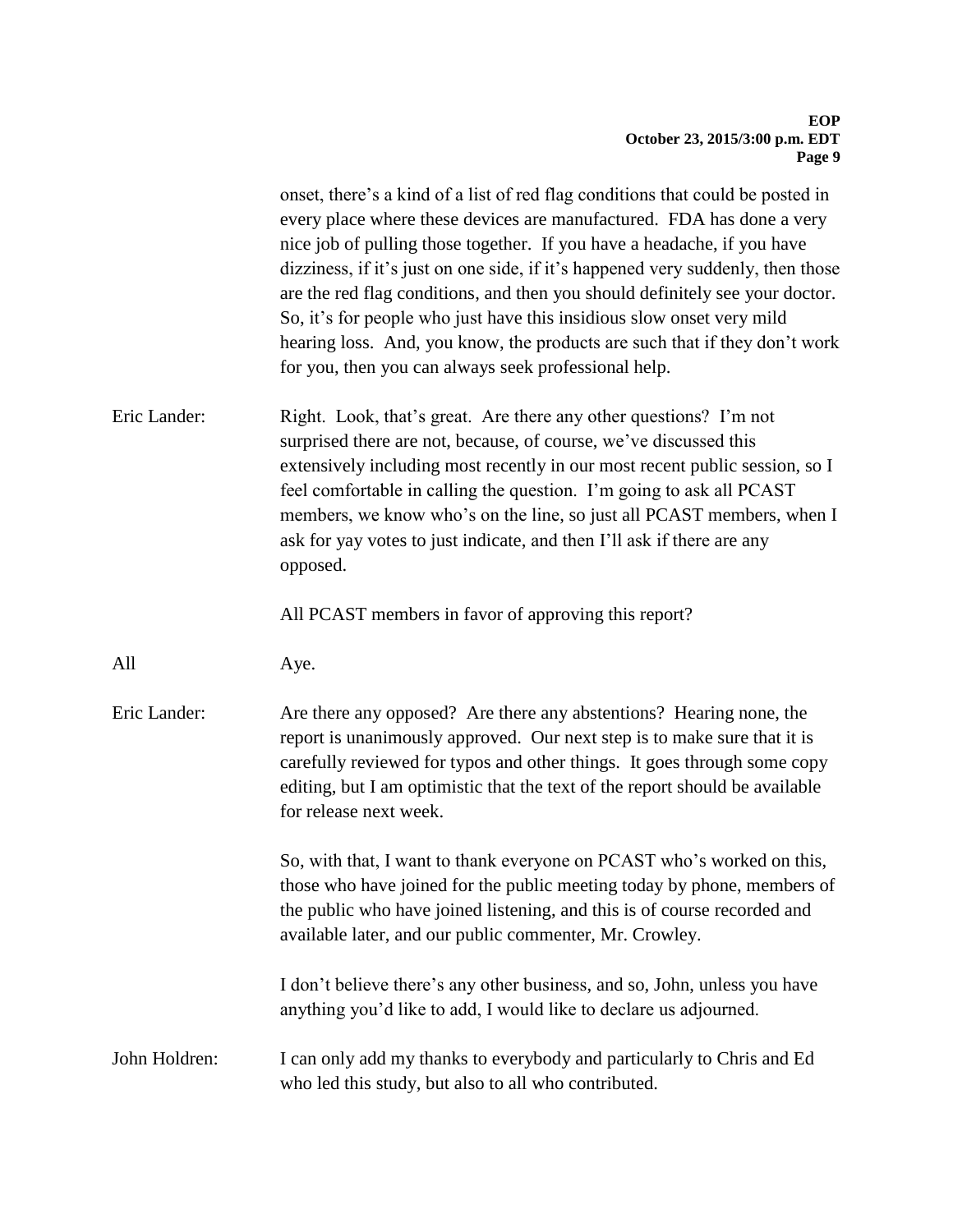onset, there's a kind of a list of red flag conditions that could be posted in every place where these devices are manufactured. FDA has done a very nice job of pulling those together. If you have a headache, if you have dizziness, if it's just on one side, if it's happened very suddenly, then those are the red flag conditions, and then you should definitely see your doctor. So, it's for people who just have this insidious slow onset very mild hearing loss. And, you know, the products are such that if they don't work for you, then you can always seek professional help.

**Eric Lander:** Right. Look, that's great. Are there any other questions? I'm not surprised there are not, because, of course, we've discussed this extensively including most recently in our most recent public session, so I feel comfortable in calling the question. I'm going to ask all PCAST members, we know who's on the line, so just all PCAST members, when I ask for yay votes to just indicate, and then I'll ask if there are any opposed.

All PCAST members in favor of approving this report?

**All:** Aye.

**Eric Lander:** Are there any opposed? Are there any abstentions? Hearing none, the report is unanimously approved. Our next step is to make sure that it is carefully reviewed for typos and other things. It goes through some copy editing, but I am optimistic that the text of the report should be available for release next week.

So, with that, I want to thank everyone on PCAST who's worked on this, those who have joined for the public meeting today by phone, members of the public who have joined listening, and this is of course recorded and available later, and our public commenter, Mr. Crowley.

I don't believe there's any other business, and so, John, unless you have anything you'd like to add, I would like to declare us adjourned.

**John Holdren:** I can only add my thanks to everybody and particularly to Chris and Ed who led this study, but also to all who contributed.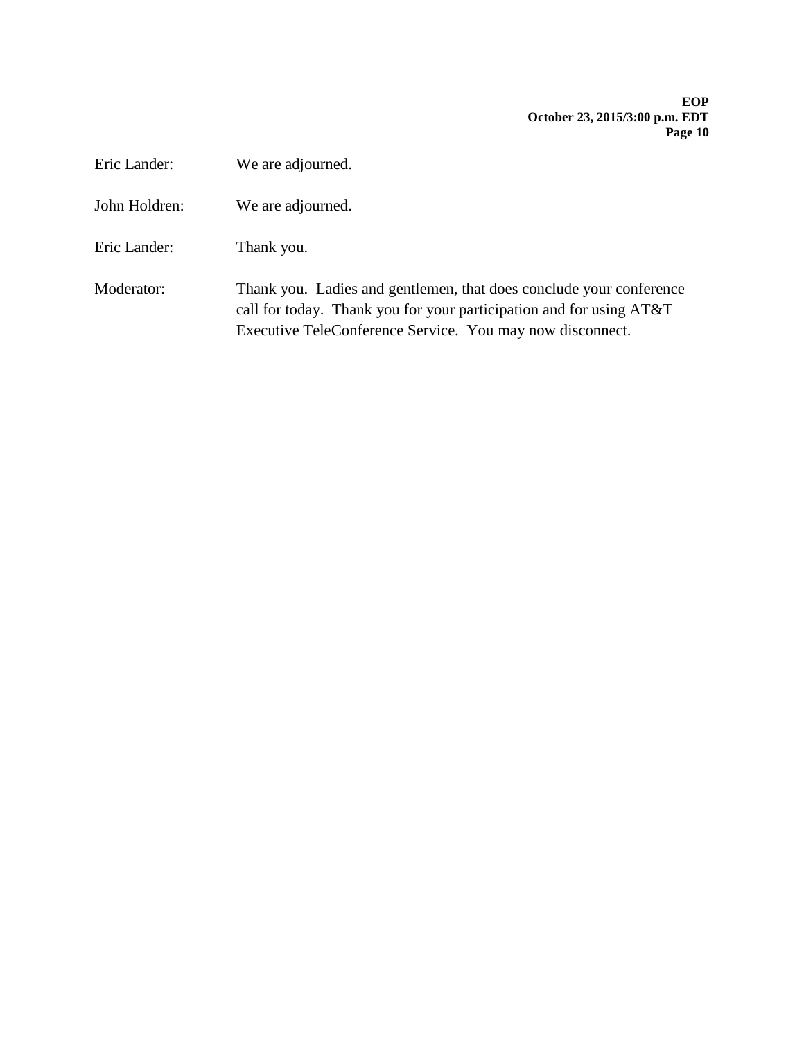Eric Lander: We are adjourned.

John Holdren: We are adjourned.

Eric Lander: Thank you.

Moderator: Thank you. Ladies and gentlemen, that does conclude your conference call for today. Thank you for your participation and for using AT&T Executive TeleConference Service. You may now disconnect.